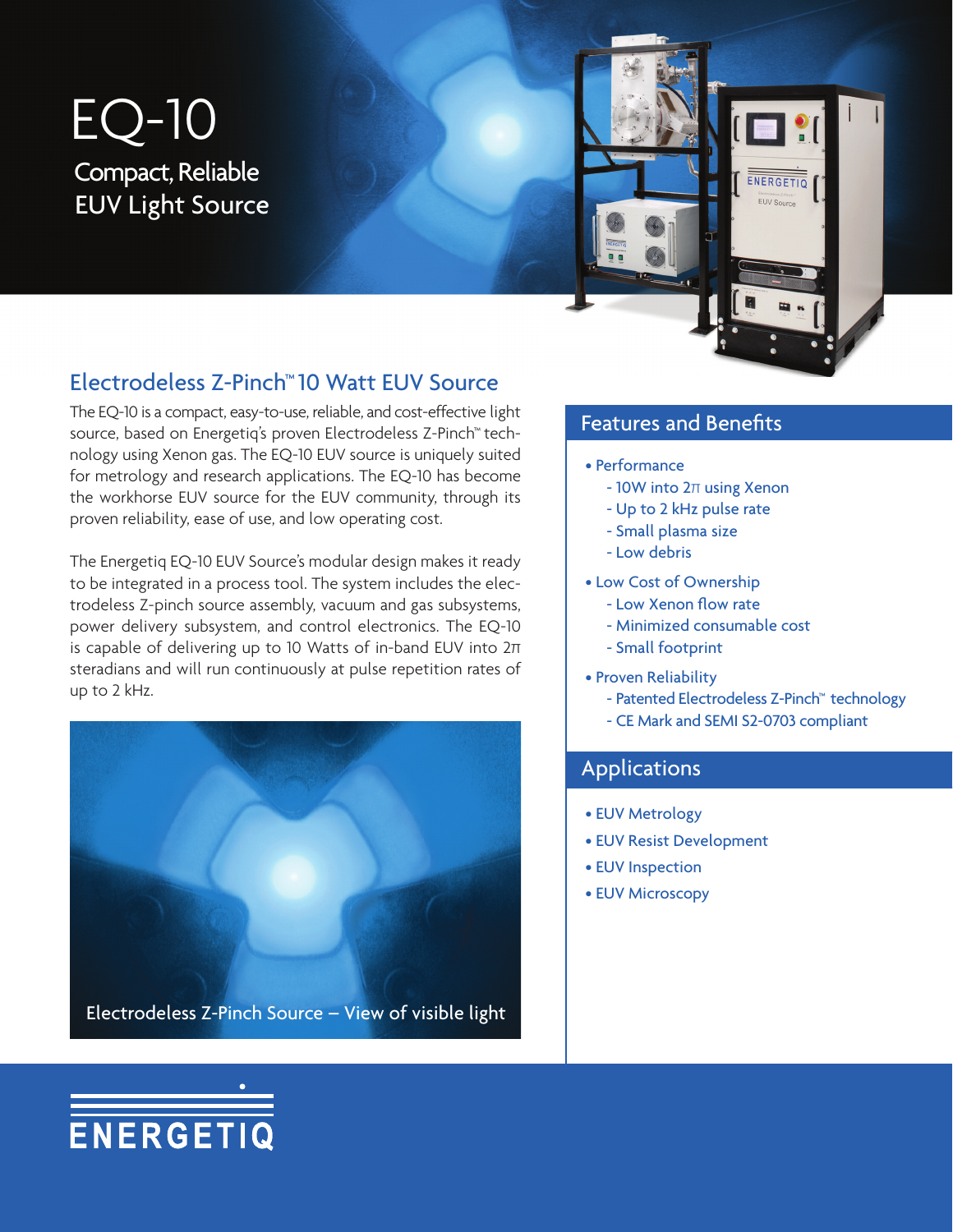# EQ-10

Compact, Reliable EUV Light Source

## Electrodeless Z-Pinch™ 10 Watt EUV Source

The EQ-10 is a compact, easy-to-use, reliable, and cost-effective light source, based on Energetiq's proven Electrodeless Z-Pinch™ technology using Xenon gas. The EQ-10 EUV source is uniquely suited for metrology and research applications. The EQ-10 has become the workhorse EUV source for the EUV community, through its proven reliability, ease of use, and low operating cost.

The Energetiq EQ-10 EUV Source's modular design makes it ready to be integrated in a process tool. The system includes the electrodeless Z-pinch source assembly, vacuum and gas subsystems, power delivery subsystem, and control electronics. The EQ-10 is capable of delivering up to 10 Watts of in-band EUV into 2π steradians and will run continuously at pulse repetition rates of up to 2 kHz.

Electrodeless Z-Pinch Source – View of visible light

## Features and Benefits

- Performance
  - 10W into 2π using Xenon
  - Up to 2 kHz pulse rate
  - Small plasma size
  - Low debris
- Low Cost of Ownership
  - Low Xenon flow rate
  - Minimized consumable cost
  - Small footprint
- Proven Reliability
  - Patented Electrodeless Z-Pinch™ technology
  - CE Mark and SEMI S2-0703 compliant

## Applications

- EUV Metrology
- EUV Resist Development
- EUV Inspection
- EUV Microscopy

ENERGETIQ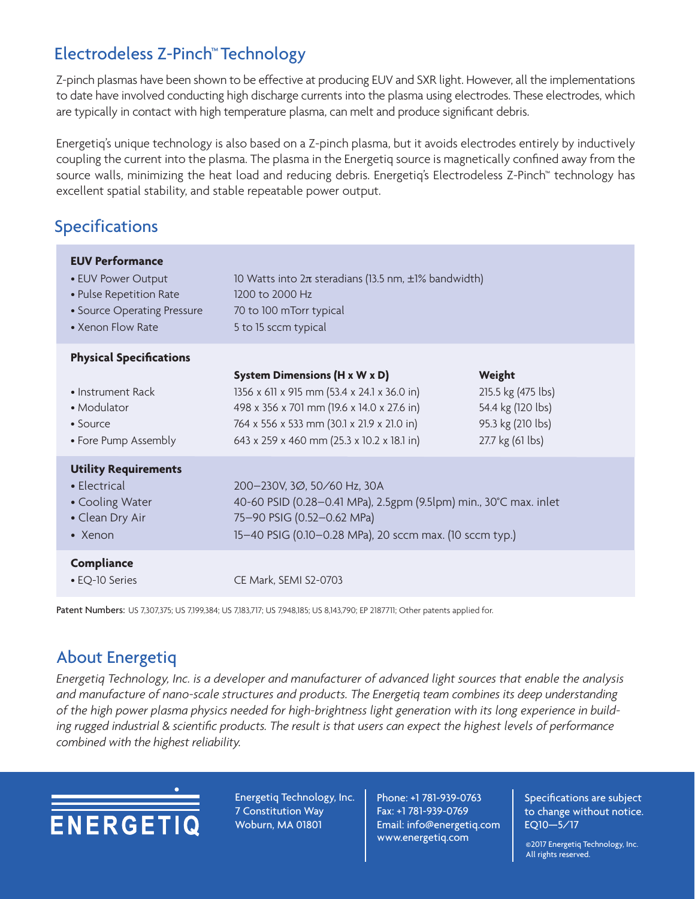## Electrodeless Z-Pinch™ Technology

Z-pinch plasmas have been shown to be effective at producing EUV and SXR light. However, all the implementations to date have involved conducting high discharge currents into the plasma using electrodes. These electrodes, which are typically in contact with high temperature plasma, can melt and produce significant debris.

Energetiq's unique technology is also based on a Z-pinch plasma, but it avoids electrodes entirely by inductively coupling the current into the plasma. The plasma in the Energetiq source is magnetically confined away from the source walls, minimizing the heat load and reducing debris. Energetiq's Electrodeless Z-Pinch™ technology has excellent spatial stability, and stable repeatable power output.

## Specifications

| | | |
|---|---|---|
| **EUV Performance** | | |
| • EUV Power Output | 10 Watts into $2\pi$ steradians (13.5 nm, ±1% bandwidth) | |
| • Pulse Repetition Rate | 1200 to 2000 Hz | |
| • Source Operating Pressure | 70 to 100 mTorr typical | |
| • Xenon Flow Rate | 5 to 15 sccm typical | |
| **Physical Specifications** | | |
| | **System Dimensions (H x W x D)** | **Weight** |
| • Instrument Rack | 1356 x 611 x 915 mm (53.4 x 24.1 x 36.0 in) | 215.5 kg (475 lbs) |
| • Modulator | 498 x 356 x 701 mm (19.6 x 14.0 x 27.6 in) | 54.4 kg (120 lbs) |
| • Source | 764 x 556 x 533 mm (30.1 x 21.9 x 21.0 in) | 95.3 kg (210 lbs) |
| • Fore Pump Assembly | 643 x 259 x 460 mm (25.3 x 10.2 x 18.1 in) | 27.7 kg (61 lbs) |
| **Utility Requirements** | | |
| • Electrical | 200–230V, 3Ø, 50/60 Hz, 30A | |
| • Cooling Water | 40-60 PSID (0.28–0.41 MPa), 2.5gpm (9.5lpm) min., 30°C max. inlet | |
| • Clean Dry Air | 75–90 PSIG (0.52–0.62 MPa) | |
| • Xenon | 15–40 PSIG (0.10–0.28 MPa), 20 sccm max. (10 sccm typ.) | |
| **Compliance** | | |
| • EQ-10 Series | CE Mark, SEMI S2-0703 | |

**Patent Numbers:** US 7,307,375; US 7,199,384; US 7,183,717; US 7,948,185; US 8,143,790; EP 2187711; Other patents applied for.

## About Energetiq

*Energetiq Technology, Inc. is a developer and manufacturer of advanced light sources that enable the analysis and manufacture of nano-scale structures and products. The Energetiq team combines its deep understanding of the high power plasma physics needed for high-brightness light generation with its long experience in building rugged industrial & scientific products. The result is that users can expect the highest levels of performance combined with the highest reliability.*

ENERGETIQ

Energetiq Technology, Inc.
7 Constitution Way
Woburn, MA 01801

Phone: +1 781-939-0763
Fax: +1 781-939-0769
Email: info@energetiq.com
www.energetiq.com

Specifications are subject to change without notice.
EQ10—5/17

©2017 Energetiq Technology, Inc.
All rights reserved.